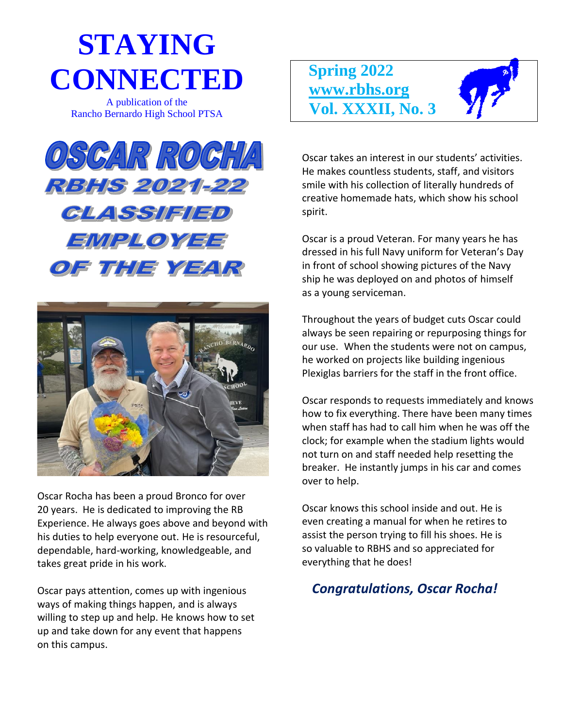# STAYING CONNECTED

A publication of the Rancho Bernardo High School PTSA

**Spring 2022**
**www.rbhs.org**
**Vol. XXXII, No. 3**

# OSCAR ROCHA

## RBHS 2021-22 CLASSIFIED EMPLOYEE OF THE YEAR

Oscar Rocha has been a proud Bronco for over 20 years. He is dedicated to improving the RB Experience. He always goes above and beyond with his duties to help everyone out. He is resourceful, dependable, hard-working, knowledgeable, and takes great pride in his work.

Oscar pays attention, comes up with ingenious ways of making things happen, and is always willing to step up and help. He knows how to set up and take down for any event that happens on this campus.

Oscar takes an interest in our students' activities. He makes countless students, staff, and visitors smile with his collection of literally hundreds of creative homemade hats, which show his school spirit.

Oscar is a proud Veteran. For many years he has dressed in his full Navy uniform for Veteran's Day in front of school showing pictures of the Navy ship he was deployed on and photos of himself as a young serviceman.

Throughout the years of budget cuts Oscar could always be seen repairing or repurposing things for our use. When the students were not on campus, he worked on projects like building ingenious Plexiglas barriers for the staff in the front office.

Oscar responds to requests immediately and knows how to fix everything. There have been many times when staff has had to call him when he was off the clock; for example when the stadium lights would not turn on and staff needed help resetting the breaker. He instantly jumps in his car and comes over to help.

Oscar knows this school inside and out. He is even creating a manual for when he retires to assist the person trying to fill his shoes. He is so valuable to RBHS and so appreciated for everything that he does!

***Congratulations, Oscar Rocha!***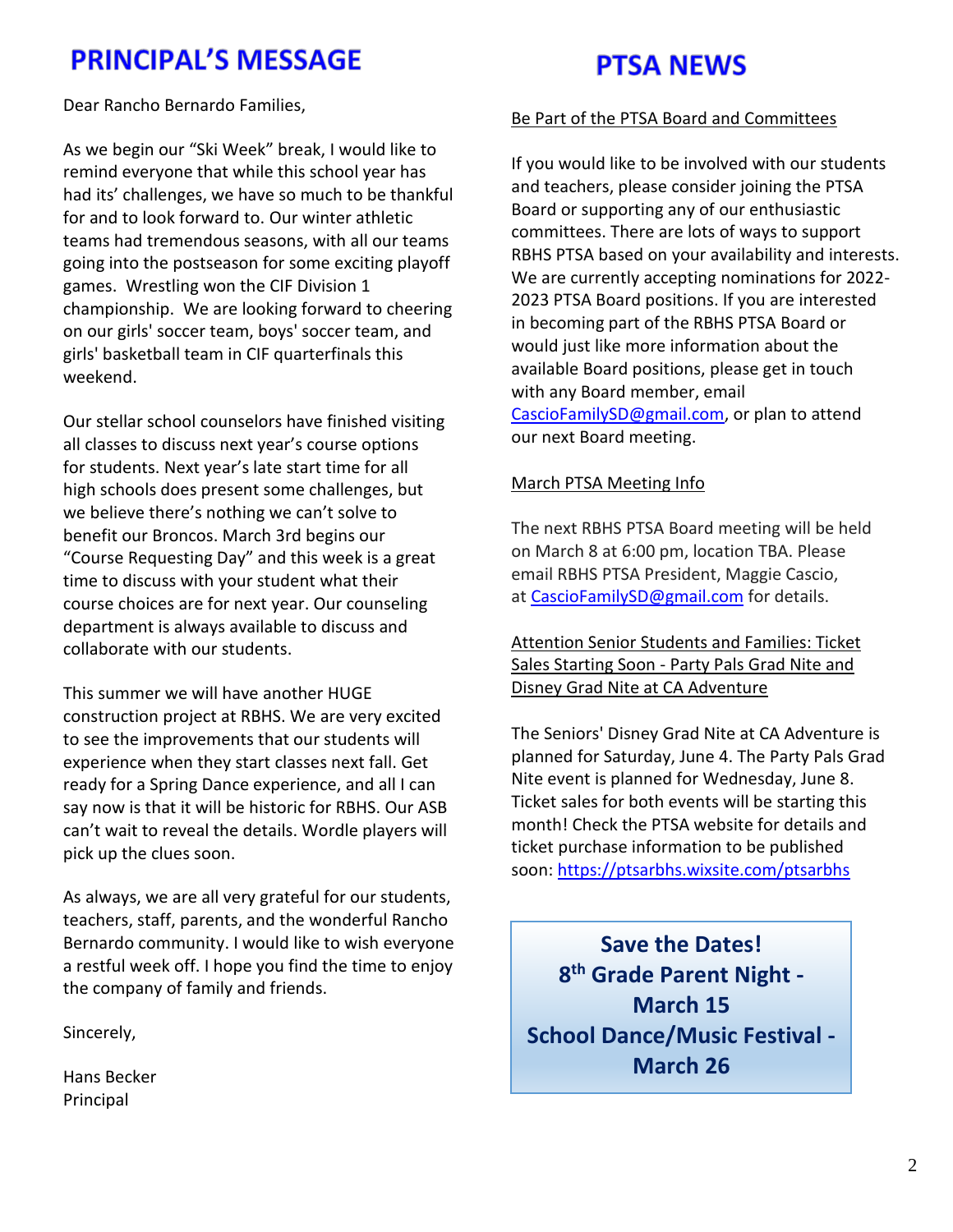# PRINCIPAL'S MESSAGE

Dear Rancho Bernardo Families,

As we begin our "Ski Week" break, I would like to remind everyone that while this school year has had its' challenges, we have so much to be thankful for and to look forward to. Our winter athletic teams had tremendous seasons, with all our teams going into the postseason for some exciting playoff games. Wrestling won the CIF Division 1 championship. We are looking forward to cheering on our girls' soccer team, boys' soccer team, and girls' basketball team in CIF quarterfinals this weekend.

Our stellar school counselors have finished visiting all classes to discuss next year's course options for students. Next year's late start time for all high schools does present some challenges, but we believe there's nothing we can't solve to benefit our Broncos. March 3rd begins our "Course Requesting Day" and this week is a great time to discuss with your student what their course choices are for next year. Our counseling department is always available to discuss and collaborate with our students.

This summer we will have another HUGE construction project at RBHS. We are very excited to see the improvements that our students will experience when they start classes next fall. Get ready for a Spring Dance experience, and all I can say now is that it will be historic for RBHS. Our ASB can't wait to reveal the details. Wordle players will pick up the clues soon.

As always, we are all very grateful for our students, teachers, staff, parents, and the wonderful Rancho Bernardo community. I would like to wish everyone a restful week off. I hope you find the time to enjoy the company of family and friends.

Sincerely,

Hans Becker
Principal

# PTSA NEWS

Be Part of the PTSA Board and Committees

If you would like to be involved with our students and teachers, please consider joining the PTSA Board or supporting any of our enthusiastic committees. There are lots of ways to support RBHS PTSA based on your availability and interests. We are currently accepting nominations for 2022-2023 PTSA Board positions. If you are interested in becoming part of the RBHS PTSA Board or would just like more information about the available Board positions, please get in touch with any Board member, email CascioFamilySD@gmail.com, or plan to attend our next Board meeting.

March PTSA Meeting Info

The next RBHS PTSA Board meeting will be held on March 8 at 6:00 pm, location TBA. Please email RBHS PTSA President, Maggie Cascio, at CascioFamilySD@gmail.com for details.

Attention Senior Students and Families: Ticket Sales Starting Soon - Party Pals Grad Nite and Disney Grad Nite at CA Adventure

The Seniors' Disney Grad Nite at CA Adventure is planned for Saturday, June 4. The Party Pals Grad Nite event is planned for Wednesday, June 8. Ticket sales for both events will be starting this month! Check the PTSA website for details and ticket purchase information to be published soon: https://ptsarbhs.wixsite.com/ptsarbhs

**Save the Dates!**
**8th Grade Parent Night - March 15**
**School Dance/Music Festival - March 26**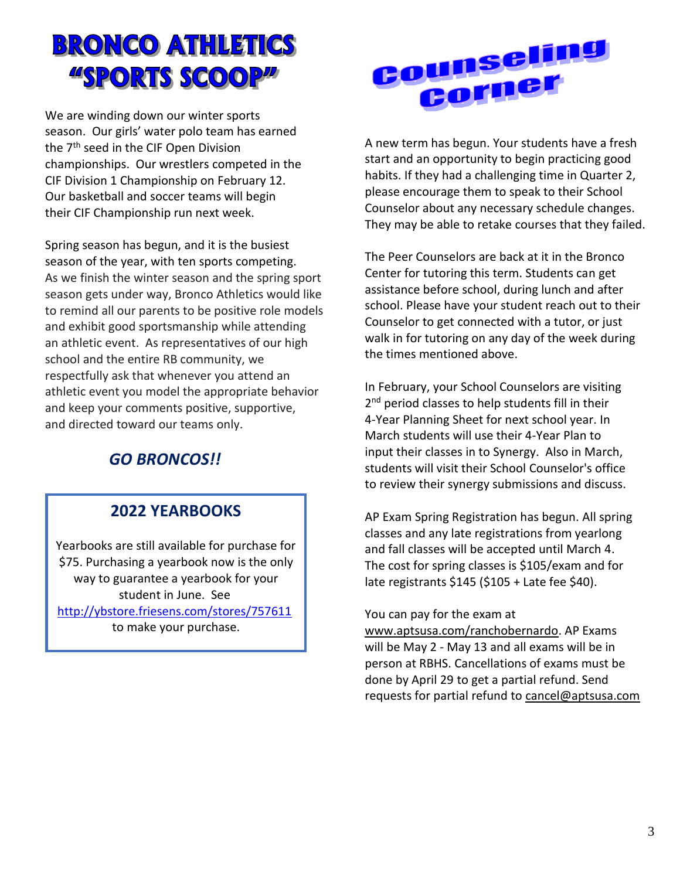# BRONCO ATHLETICS "SPORTS SCOOP"

We are winding down our winter sports season. Our girls' water polo team has earned the 7th seed in the CIF Open Division championships. Our wrestlers competed in the CIF Division 1 Championship on February 12. Our basketball and soccer teams will begin their CIF Championship run next week.

Spring season has begun, and it is the busiest season of the year, with ten sports competing. As we finish the winter season and the spring sport season gets under way, Bronco Athletics would like to remind all our parents to be positive role models and exhibit good sportsmanship while attending an athletic event. As representatives of our high school and the entire RB community, we respectfully ask that whenever you attend an athletic event you model the appropriate behavior and keep your comments positive, supportive, and directed toward our teams only.

***GO BRONCOS!!***

## 2022 YEARBOOKS

Yearbooks are still available for purchase for $75. Purchasing a yearbook now is the only way to guarantee a yearbook for your student in June. See http://ybstore.friesens.com/stores/757611 to make your purchase.

# Counseling Corner

A new term has begun. Your students have a fresh start and an opportunity to begin practicing good habits. If they had a challenging time in Quarter 2, please encourage them to speak to their School Counselor about any necessary schedule changes. They may be able to retake courses that they failed.

The Peer Counselors are back at it in the Bronco Center for tutoring this term. Students can get assistance before school, during lunch and after school. Please have your student reach out to their Counselor to get connected with a tutor, or just walk in for tutoring on any day of the week during the times mentioned above.

In February, your School Counselors are visiting 2nd period classes to help students fill in their 4-Year Planning Sheet for next school year. In March students will use their 4-Year Plan to input their classes in to Synergy. Also in March, students will visit their School Counselor's office to review their synergy submissions and discuss.

AP Exam Spring Registration has begun. All spring classes and any late registrations from yearlong and fall classes will be accepted until March 4. The cost for spring classes is $105/exam and for late registrants $145 ($105 + Late fee $40).

You can pay for the exam at www.aptsusa.com/ranchobernardo. AP Exams will be May 2 - May 13 and all exams will be in person at RBHS. Cancellations of exams must be done by April 29 to get a partial refund. Send requests for partial refund to cancel@aptsusa.com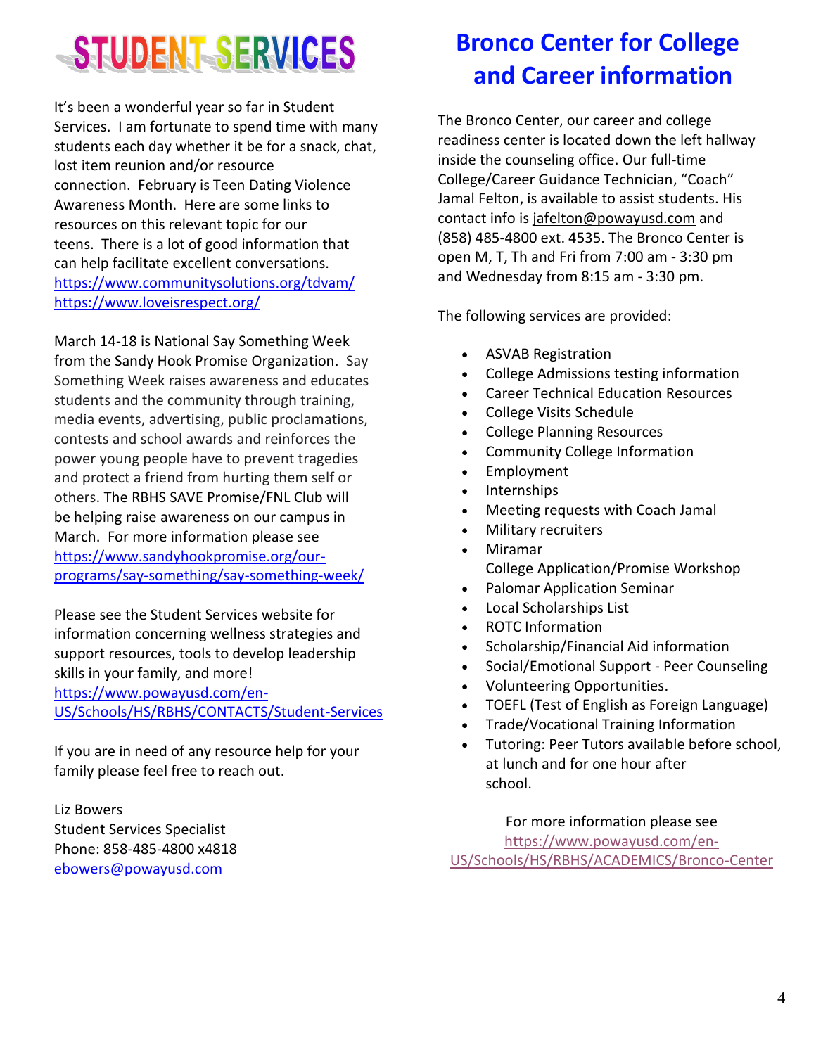# STUDENT SERVICES

It's been a wonderful year so far in Student Services. I am fortunate to spend time with many students each day whether it be for a snack, chat, lost item reunion and/or resource connection. February is Teen Dating Violence Awareness Month. Here are some links to resources on this relevant topic for our teens. There is a lot of good information that can help facilitate excellent conversations.
https://www.communitysolutions.org/tdvam/
https://www.loveisrespect.org/

March 14-18 is National Say Something Week from the Sandy Hook Promise Organization. Say Something Week raises awareness and educates students and the community through training, media events, advertising, public proclamations, contests and school awards and reinforces the power young people have to prevent tragedies and protect a friend from hurting them self or others. The RBHS SAVE Promise/FNL Club will be helping raise awareness on our campus in March. For more information please see https://www.sandyhookpromise.org/our-programs/say-something/say-something-week/

Please see the Student Services website for information concerning wellness strategies and support resources, tools to develop leadership skills in your family, and more!
https://www.powayusd.com/en-US/Schools/HS/RBHS/CONTACTS/Student-Services

If you are in need of any resource help for your family please feel free to reach out.

Liz Bowers
Student Services Specialist
Phone: 858-485-4800 x4818
ebowers@powayusd.com

## Bronco Center for College and Career information

The Bronco Center, our career and college readiness center is located down the left hallway inside the counseling office. Our full-time College/Career Guidance Technician, "Coach" Jamal Felton, is available to assist students. His contact info is jafelton@powayusd.com and (858) 485-4800 ext. 4535. The Bronco Center is open M, T, Th and Fri from 7:00 am - 3:30 pm and Wednesday from 8:15 am - 3:30 pm.

The following services are provided:

- ASVAB Registration
- College Admissions testing information
- Career Technical Education Resources
- College Visits Schedule
- College Planning Resources
- Community College Information
- Employment
- Internships
- Meeting requests with Coach Jamal
- Military recruiters
- Miramar College Application/Promise Workshop
- Palomar Application Seminar
- Local Scholarships List
- ROTC Information
- Scholarship/Financial Aid information
- Social/Emotional Support - Peer Counseling
- Volunteering Opportunities.
- TOEFL (Test of English as Foreign Language)
- Trade/Vocational Training Information
- Tutoring: Peer Tutors available before school, at lunch and for one hour after school.

For more information please see https://www.powayusd.com/en-US/Schools/HS/RBHS/ACADEMICS/Bronco-Center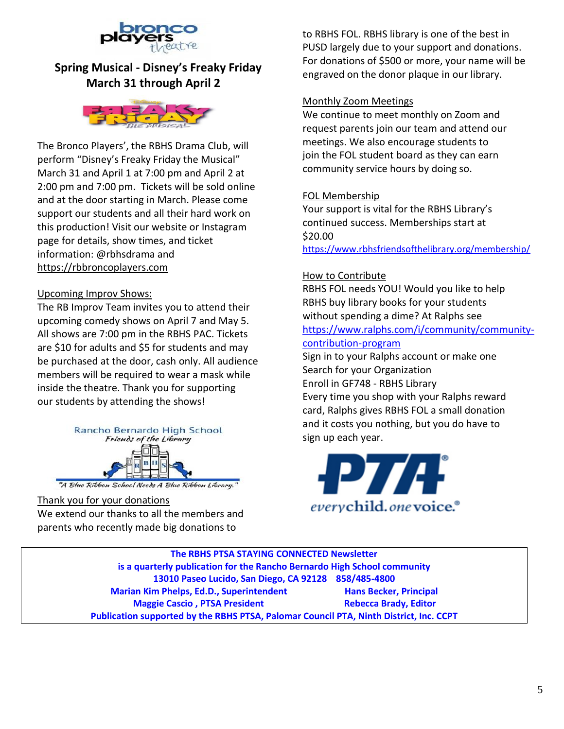## Spring Musical - Disney's Freaky Friday
## March 31 through April 2

The Bronco Players', the RBHS Drama Club, will perform "Disney's Freaky Friday the Musical" March 31 and April 1 at 7:00 pm and April 2 at 2:00 pm and 7:00 pm. Tickets will be sold online and at the door starting in March. Please come support our students and all their hard work on this production! Visit our website or Instagram page for details, show times, and ticket information: @rbhsdrama and https://rbbroncoplayers.com

Upcoming Improv Shows:

The RB Improv Team invites you to attend their upcoming comedy shows on April 7 and May 5. All shows are 7:00 pm in the RBHS PAC. Tickets are $10 for adults and $5 for students and may be purchased at the door, cash only. All audience members will be required to wear a mask while inside the theatre. Thank you for supporting our students by attending the shows!

Rancho Bernardo High School
*Friends of the Library*

*"A Blue Ribbon School Needs A Blue Ribbon Library."*

Thank you for your donations

We extend our thanks to all the members and parents who recently made big donations to RBHS FOL. RBHS library is one of the best in PUSD largely due to your support and donations. For donations of $500 or more, your name will be engraved on the donor plaque in our library.

Monthly Zoom Meetings

We continue to meet monthly on Zoom and request parents join our team and attend our meetings. We also encourage students to join the FOL student board as they can earn community service hours by doing so.

FOL Membership

Your support is vital for the RBHS Library's continued success. Memberships start at $20.00

https://www.rbhsfriendsofthelibrary.org/membership/

How to Contribute

RBHS FOL needs YOU! Would you like to help RBHS buy library books for your students without spending a dime? At Ralphs see https://www.ralphs.com/i/community/community-contribution-program

Sign in to your Ralphs account or make one
Search for your Organization
Enroll in GF748 - RBHS Library
Every time you shop with your Ralphs reward card, Ralphs gives RBHS FOL a small donation and it costs you nothing, but you do have to sign up each year.

PTA
everychild. onevoice.®

**The RBHS PTSA STAYING CONNECTED Newsletter**
**is a quarterly publication for the Rancho Bernardo High School community**
**13010 Paseo Lucido, San Diego, CA 92128 858/485-4800**
**Marian Kim Phelps, Ed.D., Superintendent — Hans Becker, Principal**
**Maggie Cascio , PTSA President — Rebecca Brady, Editor**
**Publication supported by the RBHS PTSA, Palomar Council PTA, Ninth District, Inc. CCPT**